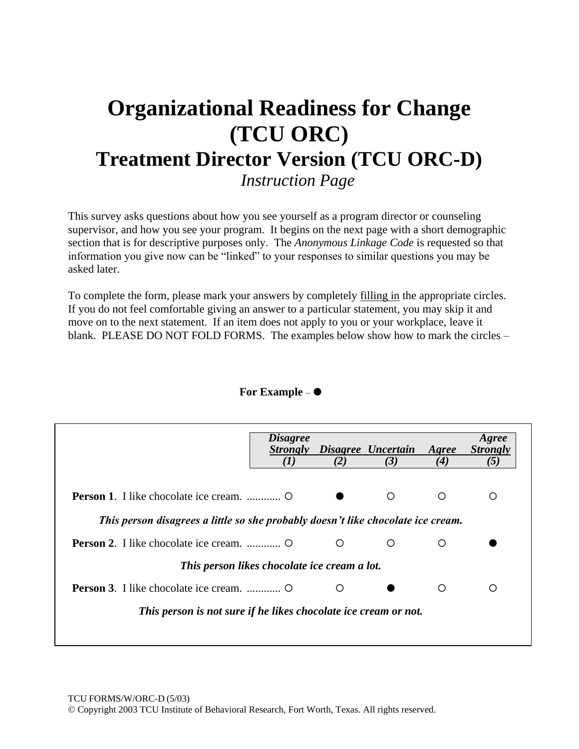# Organizational Readiness for Change (TCU ORC)

## Treatment Director Version (TCU ORC-D)

*Instruction Page*

This survey asks questions about how you see yourself as a program director or counseling supervisor, and how you see your program. It begins on the next page with a short demographic section that is for descriptive purposes only. The *Anonymous Linkage Code* is requested so that information you give now can be "linked" to your responses to similar questions you may be asked later.

To complete the form, please mark your answers by completely filling in the appropriate circles. If you do not feel comfortable giving an answer to a particular statement, you may skip it and move on to the next statement. If an item does not apply to you or your workplace, leave it blank. PLEASE DO NOT FOLD FORMS. The examples below show how to mark the circles –

**For Example** – ●

| | *Disagree Strongly (1)* | *Disagree (2)* | *Uncertain (3)* | *Agree (4)* | *Agree Strongly (5)* |
|---|---|---|---|---|---|
| **Person 1**. I like chocolate ice cream. ............ | ○ | ● | ○ | ○ | ○ |
| ***This person disagrees a little so she probably doesn't like chocolate ice cream.*** | | | | | |
| **Person 2**. I like chocolate ice cream. ............ | ○ | ○ | ○ | ○ | ● |
| ***This person likes chocolate ice cream a lot.*** | | | | | |
| **Person 3**. I like chocolate ice cream. ............ | ○ | ○ | ● | ○ | ○ |
| ***This person is not sure if he likes chocolate ice cream or not.*** | | | | | |

TCU FORMS/W/ORC-D (5/03)
© Copyright 2003 TCU Institute of Behavioral Research, Fort Worth, Texas. All rights reserved.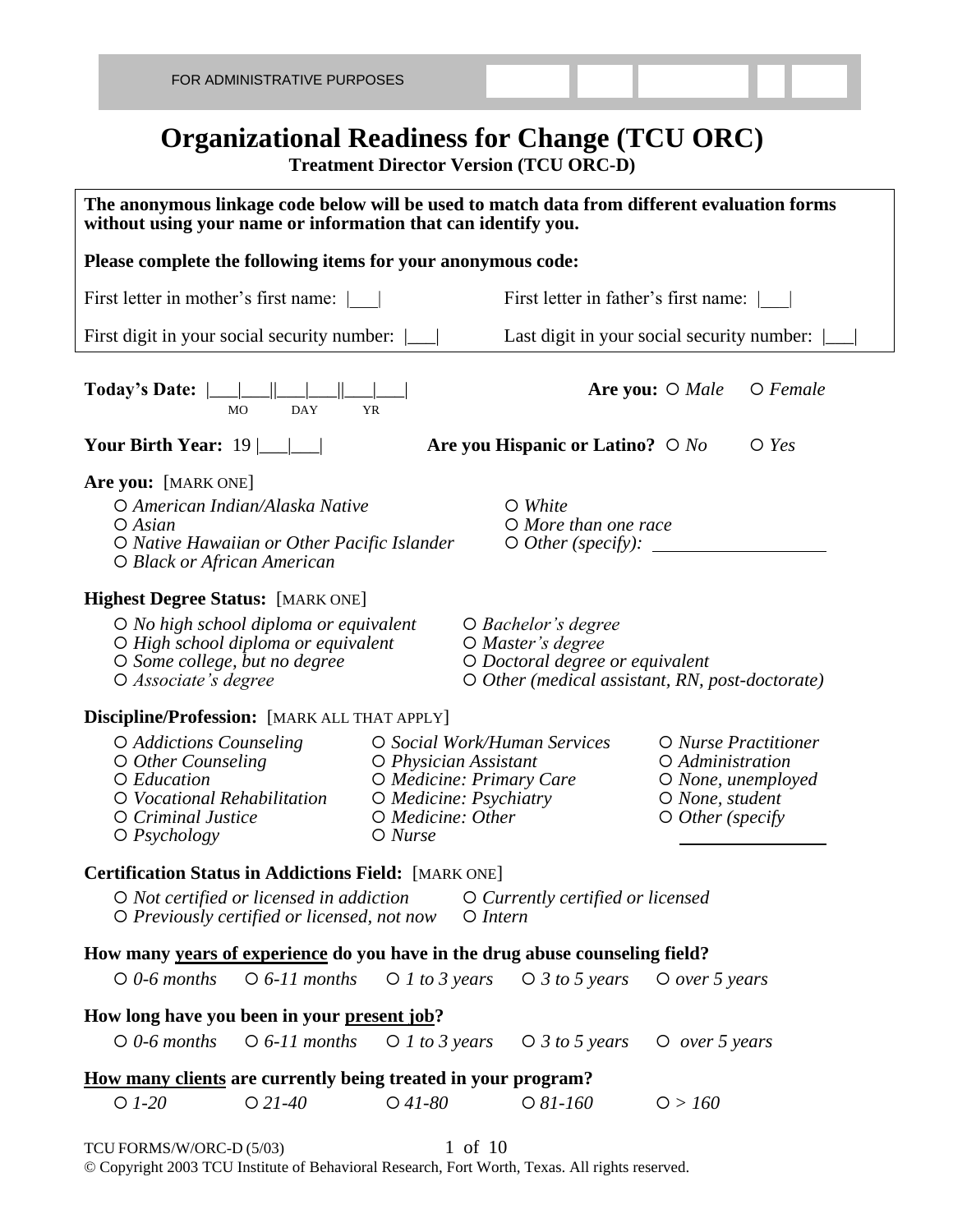FOR ADMINISTRATIVE PURPOSES

# Organizational Readiness for Change (TCU ORC)

**Treatment Director Version (TCU ORC-D)**

**The anonymous linkage code below will be used to match data from different evaluation forms without using your name or information that can identify you.**

**Please complete the following items for your anonymous code:**

First letter in mother's first name: |___|

First letter in father's first name: |___|

First digit in your social security number: |___|

Last digit in your social security number: |___|

**Today's Date:** |___|___||___|___||___|___| (MO DAY YR)

**Are you:** O *Male* O *Female*

**Your Birth Year:** 19 |___|___|

**Are you Hispanic or Latino?** O *No* O *Yes*

**Are you:** [MARK ONE]

- O *American Indian/Alaska Native*
- O *Asian*
- O *Native Hawaiian or Other Pacific Islander*
- O *Black or African American*
- O *White*
- O *More than one race*
- O *Other (specify):* ____________

**Highest Degree Status:** [MARK ONE]

- O *No high school diploma or equivalent*
- O *High school diploma or equivalent*
- O *Some college, but no degree*
- O *Associate's degree*
- O *Bachelor's degree*
- O *Master's degree*
- O *Doctoral degree or equivalent*
- O *Other (medical assistant, RN, post-doctorate)*

**Discipline/Profession:** [MARK ALL THAT APPLY]

- O *Addictions Counseling*
- O *Other Counseling*
- O *Education*
- O *Vocational Rehabilitation*
- O *Criminal Justice*
- O *Psychology*
- O *Social Work/Human Services*
- O *Physician Assistant*
- O *Medicine: Primary Care*
- O *Medicine: Psychiatry*
- O *Medicine: Other*
- O *Nurse*
- O *Nurse Practitioner*
- O *Administration*
- O *None, unemployed*
- O *None, student*
- O *Other (specify* ____________

**Certification Status in Addictions Field:** [MARK ONE]

- O *Not certified or licensed in addiction*
- O *Previously certified or licensed, not now*
- O *Currently certified or licensed*
- O *Intern*

**How many <u>years of experience</u> do you have in the drug abuse counseling field?**

O *0-6 months* O *6-11 months* O *1 to 3 years* O *3 to 5 years* O *over 5 years*

**How long have you been in your <u>present job</u>?**

O *0-6 months* O *6-11 months* O *1 to 3 years* O *3 to 5 years* O *over 5 years*

**<u>How many clients</u> are currently being treated in your program?**

O *1-20* O *21-40* O *41-80* O *81-160* O *> 160*

TCU FORMS/W/ORC-D (5/03)

© Copyright 2003 TCU Institute of Behavioral Research, Fort Worth, Texas. All rights reserved.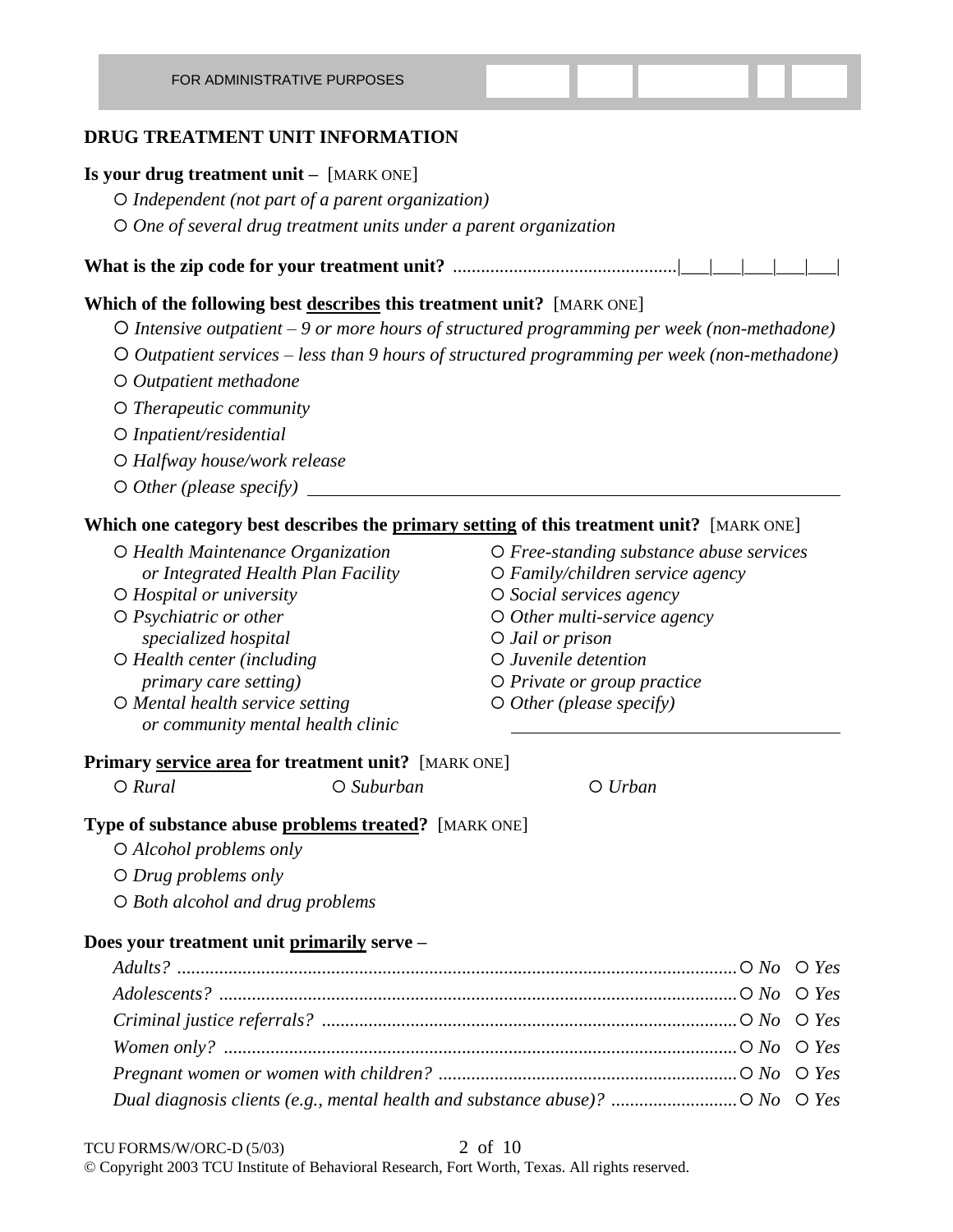FOR ADMINISTRATIVE PURPOSES

## DRUG TREATMENT UNIT INFORMATION

**Is your drug treatment unit –** [MARK ONE]

- ○ *Independent (not part of a parent organization)*
- ○ *One of several drug treatment units under a parent organization*

**What is the zip code for your treatment unit?** ...............................................|___|___|___|___|___|

**Which of the following best <u>describes</u> this treatment unit?** [MARK ONE]

- ○ *Intensive outpatient – 9 or more hours of structured programming per week (non-methadone)*
- ○ *Outpatient services – less than 9 hours of structured programming per week (non-methadone)*
- ○ *Outpatient methadone*
- ○ *Therapeutic community*
- ○ *Inpatient/residential*
- ○ *Halfway house/work release*
- ○ *Other (please specify)* ________________________________________

**Which one category best describes the <u>primary setting</u> of this treatment unit?** [MARK ONE]

- ○ *Health Maintenance Organization or Integrated Health Plan Facility*
- ○ *Hospital or university*
- ○ *Psychiatric or other specialized hospital*
- ○ *Health center (including primary care setting)*
- ○ *Mental health service setting or community mental health clinic*
- ○ *Free-standing substance abuse services*
- ○ *Family/children service agency*
- ○ *Social services agency*
- ○ *Other multi-service agency*
- ○ *Jail or prison*
- ○ *Juvenile detention*
- ○ *Private or group practice*
- ○ *Other (please specify)* ________________________________________

**Primary <u>service area</u> for treatment unit?** [MARK ONE]

○ *Rural* ○ *Suburban* ○ *Urban*

**Type of substance abuse <u>problems treated</u>?** [MARK ONE]

- ○ *Alcohol problems only*
- ○ *Drug problems only*
- ○ *Both alcohol and drug problems*

**Does your treatment unit <u>primarily</u> serve –**

| | | |
|---|---|---|
| *Adults?* | ○ *No* | ○ *Yes* |
| *Adolescents?* | ○ *No* | ○ *Yes* |
| *Criminal justice referrals?* | ○ *No* | ○ *Yes* |
| *Women only?* | ○ *No* | ○ *Yes* |
| *Pregnant women or women with children?* | ○ *No* | ○ *Yes* |
| *Dual diagnosis clients (e.g., mental health and substance abuse)?* | ○ *No* | ○ *Yes* |

TCU FORMS/W/ORC-D (5/03)

© Copyright 2003 TCU Institute of Behavioral Research, Fort Worth, Texas. All rights reserved.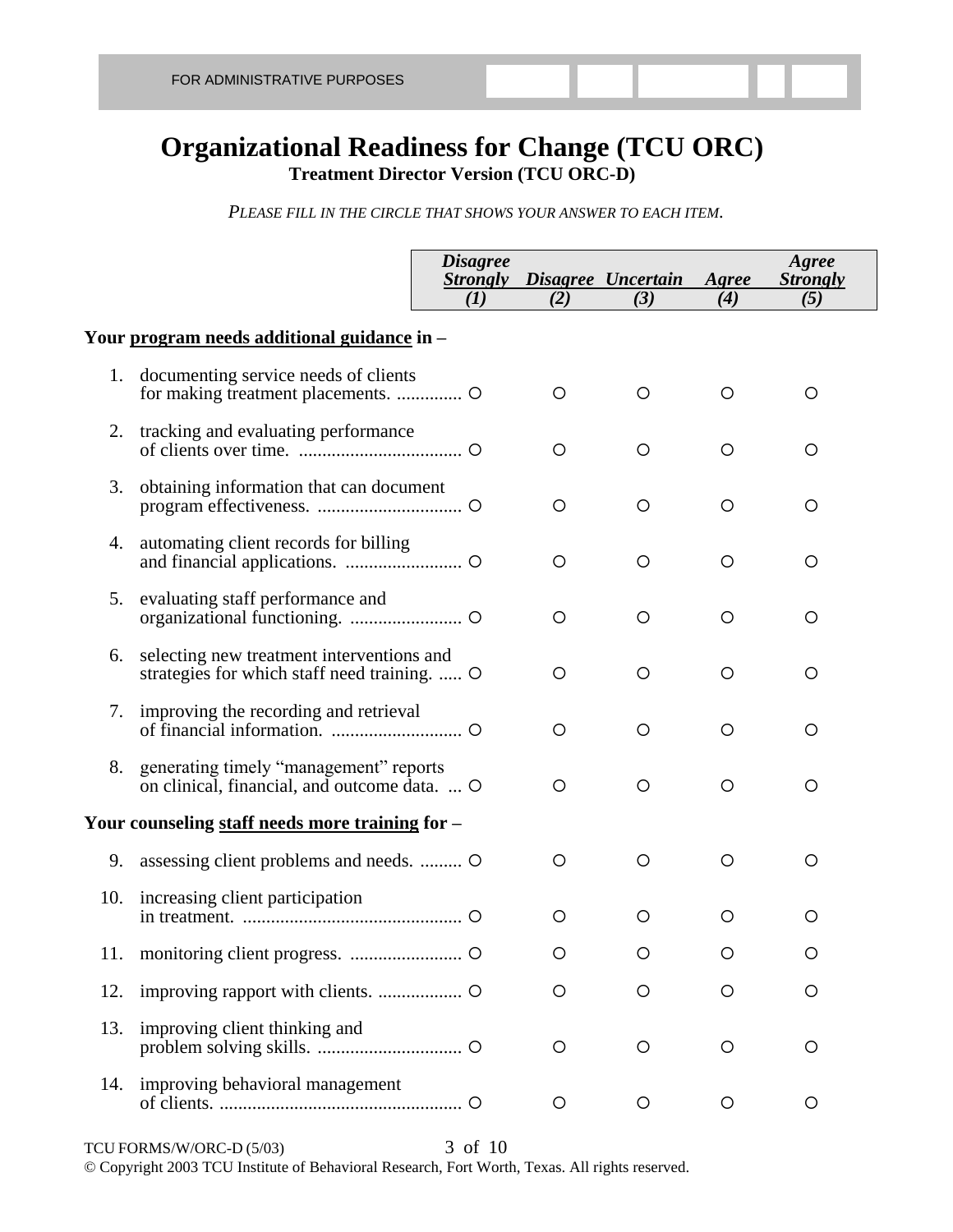FOR ADMINISTRATIVE PURPOSES

# Organizational Readiness for Change (TCU ORC)

**Treatment Director Version (TCU ORC-D)**

*PLEASE FILL IN THE CIRCLE THAT SHOWS YOUR ANSWER TO EACH ITEM.*

| | ***Disagree Strongly*** *(1)* | ***Disagree*** *(2)* | ***Uncertain*** *(3)* | ***Agree*** *(4)* | ***Agree Strongly*** *(5)* |
|---|---|---|---|---|---|
| **Your program needs additional guidance in –** | | | | | |
| 1. documenting service needs of clients for making treatment placements. | ○ | ○ | ○ | ○ | ○ |
| 2. tracking and evaluating performance of clients over time. | ○ | ○ | ○ | ○ | ○ |
| 3. obtaining information that can document program effectiveness. | ○ | ○ | ○ | ○ | ○ |
| 4. automating client records for billing and financial applications. | ○ | ○ | ○ | ○ | ○ |
| 5. evaluating staff performance and organizational functioning. | ○ | ○ | ○ | ○ | ○ |
| 6. selecting new treatment interventions and strategies for which staff need training. | ○ | ○ | ○ | ○ | ○ |
| 7. improving the recording and retrieval of financial information. | ○ | ○ | ○ | ○ | ○ |
| 8. generating timely "management" reports on clinical, financial, and outcome data. | ○ | ○ | ○ | ○ | ○ |
| **Your counseling staff needs more training for –** | | | | | |
| 9. assessing client problems and needs. | ○ | ○ | ○ | ○ | ○ |
| 10. increasing client participation in treatment. | ○ | ○ | ○ | ○ | ○ |
| 11. monitoring client progress. | ○ | ○ | ○ | ○ | ○ |
| 12. improving rapport with clients. | ○ | ○ | ○ | ○ | ○ |
| 13. improving client thinking and problem solving skills. | ○ | ○ | ○ | ○ | ○ |
| 14. improving behavioral management of clients. | ○ | ○ | ○ | ○ | ○ |

TCU FORMS/W/ORC-D (5/03)

© Copyright 2003 TCU Institute of Behavioral Research, Fort Worth, Texas. All rights reserved.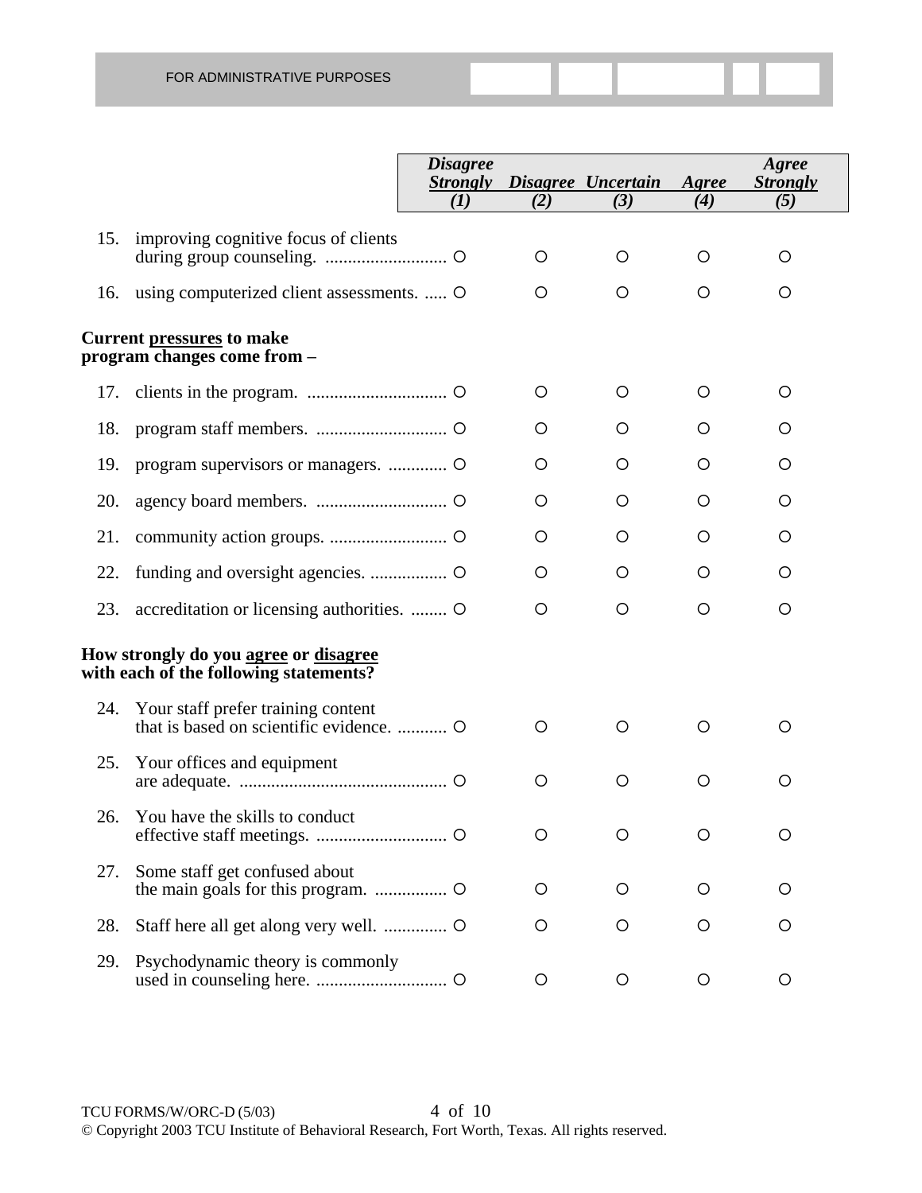FOR ADMINISTRATIVE PURPOSES

| | | *Disagree Strongly (1)* | *Disagree (2)* | *Uncertain (3)* | *Agree (4)* | *Agree Strongly (5)* |
|---|---|---|---|---|---|---|
| 15. | improving cognitive focus of clients during group counseling. | ○ | ○ | ○ | ○ | ○ |
| 16. | using computerized client assessments. | ○ | ○ | ○ | ○ | ○ |
| | **Current pressures to make program changes come from –** | | | | | |
| 17. | clients in the program. | ○ | ○ | ○ | ○ | ○ |
| 18. | program staff members. | ○ | ○ | ○ | ○ | ○ |
| 19. | program supervisors or managers. | ○ | ○ | ○ | ○ | ○ |
| 20. | agency board members. | ○ | ○ | ○ | ○ | ○ |
| 21. | community action groups. | ○ | ○ | ○ | ○ | ○ |
| 22. | funding and oversight agencies. | ○ | ○ | ○ | ○ | ○ |
| 23. | accreditation or licensing authorities. | ○ | ○ | ○ | ○ | ○ |
| | **How strongly do you agree or disagree with each of the following statements?** | | | | | |
| 24. | Your staff prefer training content that is based on scientific evidence. | ○ | ○ | ○ | ○ | ○ |
| 25. | Your offices and equipment are adequate. | ○ | ○ | ○ | ○ | ○ |
| 26. | You have the skills to conduct effective staff meetings. | ○ | ○ | ○ | ○ | ○ |
| 27. | Some staff get confused about the main goals for this program. | ○ | ○ | ○ | ○ | ○ |
| 28. | Staff here all get along very well. | ○ | ○ | ○ | ○ | ○ |
| 29. | Psychodynamic theory is commonly used in counseling here. | ○ | ○ | ○ | ○ | ○ |

TCU FORMS/W/ORC-D (5/03)

© Copyright 2003 TCU Institute of Behavioral Research, Fort Worth, Texas. All rights reserved.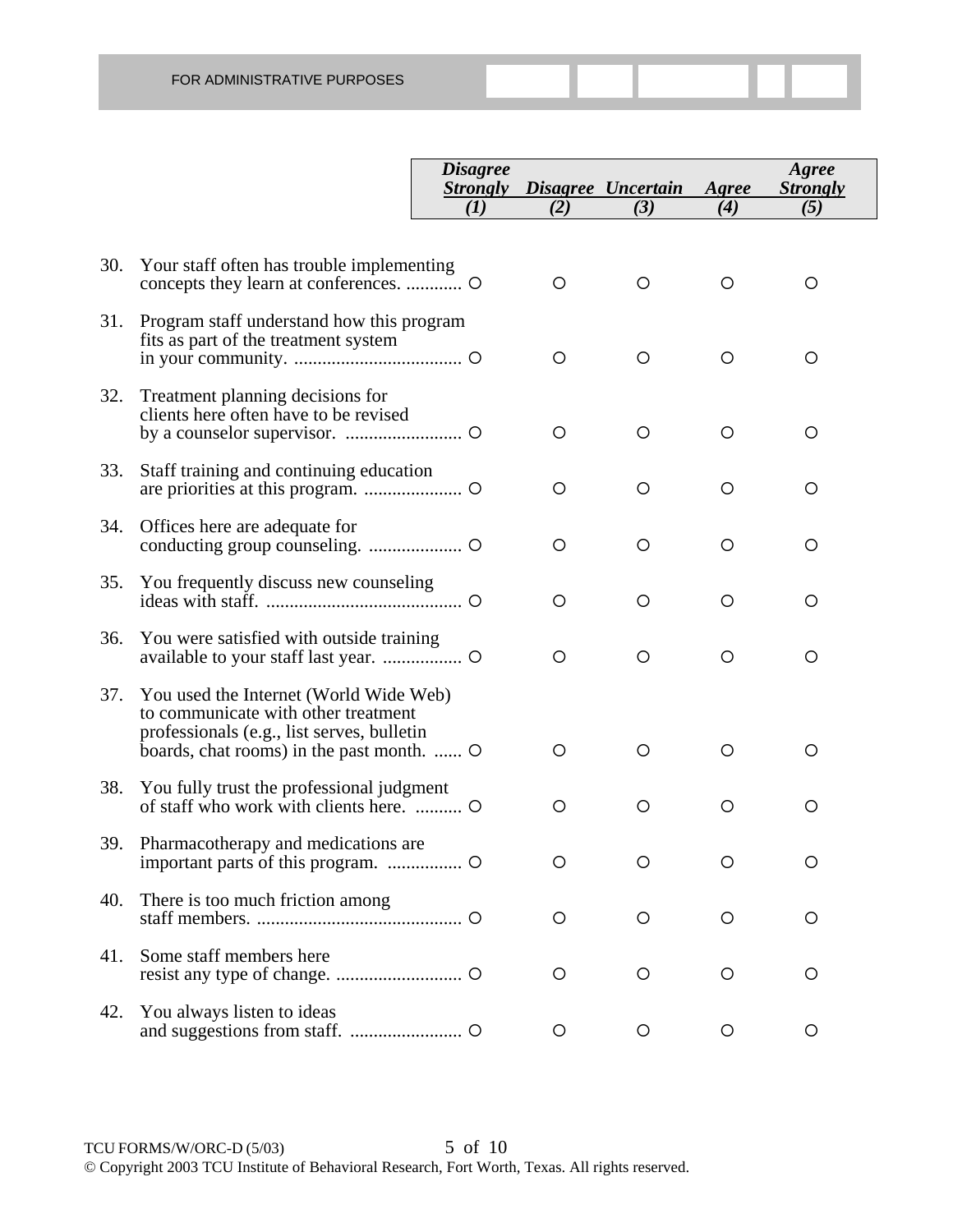FOR ADMINISTRATIVE PURPOSES

| | | *Disagree Strongly (1)* | *Disagree (2)* | *Uncertain (3)* | *Agree (4)* | *Agree Strongly (5)* |
|---|---|---|---|---|---|---|
| 30. | Your staff often has trouble implementing concepts they learn at conferences. | ○ | ○ | ○ | ○ | ○ |
| 31. | Program staff understand how this program fits as part of the treatment system in your community. | ○ | ○ | ○ | ○ | ○ |
| 32. | Treatment planning decisions for clients here often have to be revised by a counselor supervisor. | ○ | ○ | ○ | ○ | ○ |
| 33. | Staff training and continuing education are priorities at this program. | ○ | ○ | ○ | ○ | ○ |
| 34. | Offices here are adequate for conducting group counseling. | ○ | ○ | ○ | ○ | ○ |
| 35. | You frequently discuss new counseling ideas with staff. | ○ | ○ | ○ | ○ | ○ |
| 36. | You were satisfied with outside training available to your staff last year. | ○ | ○ | ○ | ○ | ○ |
| 37. | You used the Internet (World Wide Web) to communicate with other treatment professionals (e.g., list serves, bulletin boards, chat rooms) in the past month. | ○ | ○ | ○ | ○ | ○ |
| 38. | You fully trust the professional judgment of staff who work with clients here. | ○ | ○ | ○ | ○ | ○ |
| 39. | Pharmacotherapy and medications are important parts of this program. | ○ | ○ | ○ | ○ | ○ |
| 40. | There is too much friction among staff members. | ○ | ○ | ○ | ○ | ○ |
| 41. | Some staff members here resist any type of change. | ○ | ○ | ○ | ○ | ○ |
| 42. | You always listen to ideas and suggestions from staff. | ○ | ○ | ○ | ○ | ○ |

TCU FORMS/W/ORC-D (5/03)

© Copyright 2003 TCU Institute of Behavioral Research, Fort Worth, Texas. All rights reserved.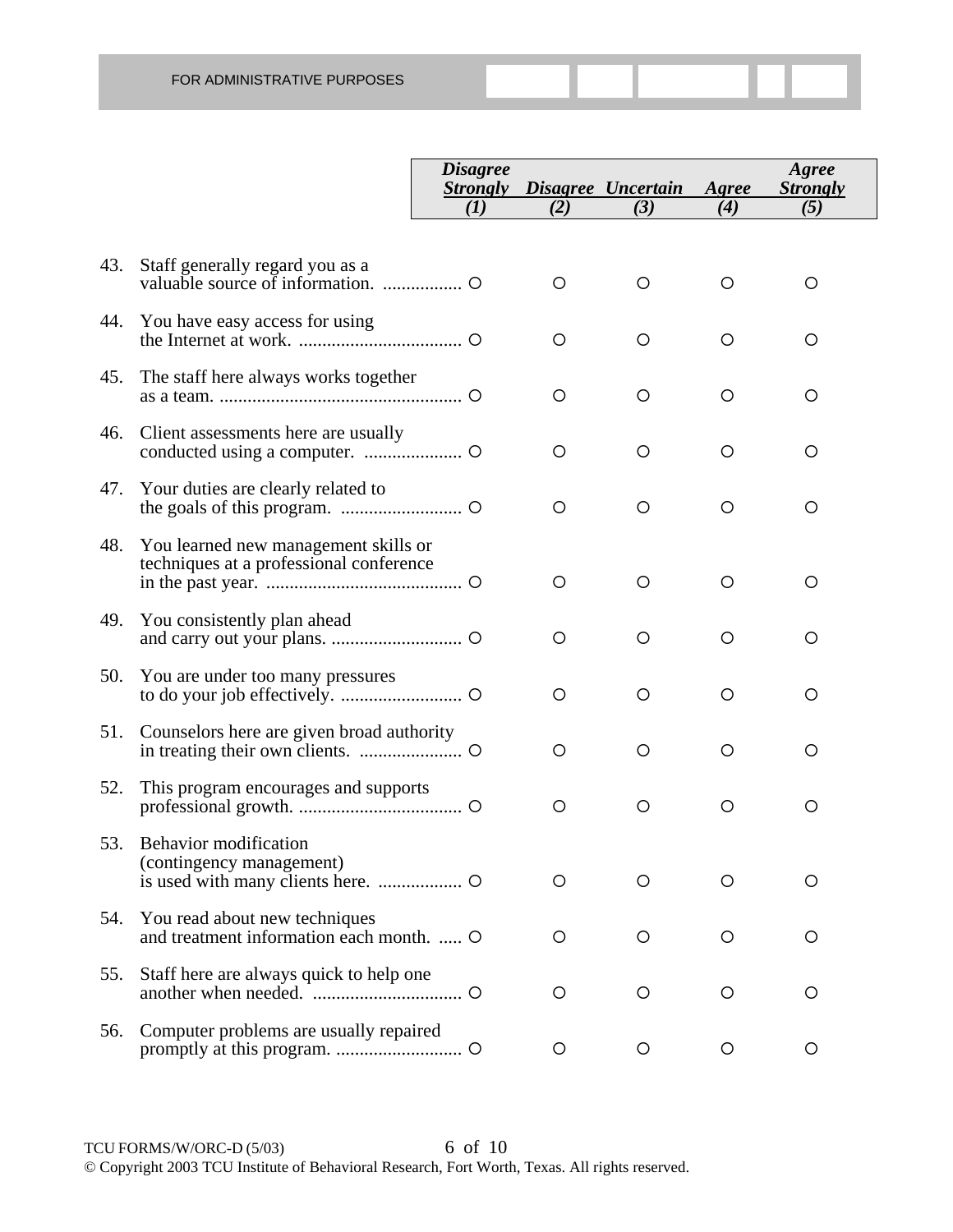FOR ADMINISTRATIVE PURPOSES

| | | *Disagree Strongly (1)* | *Disagree (2)* | *Uncertain (3)* | *Agree (4)* | *Agree Strongly (5)* |
|---|---|---|---|---|---|---|
| 43. | Staff generally regard you as a valuable source of information. | ○ | ○ | ○ | ○ | ○ |
| 44. | You have easy access for using the Internet at work. | ○ | ○ | ○ | ○ | ○ |
| 45. | The staff here always works together as a team. | ○ | ○ | ○ | ○ | ○ |
| 46. | Client assessments here are usually conducted using a computer. | ○ | ○ | ○ | ○ | ○ |
| 47. | Your duties are clearly related to the goals of this program. | ○ | ○ | ○ | ○ | ○ |
| 48. | You learned new management skills or techniques at a professional conference in the past year. | ○ | ○ | ○ | ○ | ○ |
| 49. | You consistently plan ahead and carry out your plans. | ○ | ○ | ○ | ○ | ○ |
| 50. | You are under too many pressures to do your job effectively. | ○ | ○ | ○ | ○ | ○ |
| 51. | Counselors here are given broad authority in treating their own clients. | ○ | ○ | ○ | ○ | ○ |
| 52. | This program encourages and supports professional growth. | ○ | ○ | ○ | ○ | ○ |
| 53. | Behavior modification (contingency management) is used with many clients here. | ○ | ○ | ○ | ○ | ○ |
| 54. | You read about new techniques and treatment information each month. | ○ | ○ | ○ | ○ | ○ |
| 55. | Staff here are always quick to help one another when needed. | ○ | ○ | ○ | ○ | ○ |
| 56. | Computer problems are usually repaired promptly at this program. | ○ | ○ | ○ | ○ | ○ |

TCU FORMS/W/ORC-D (5/03)

© Copyright 2003 TCU Institute of Behavioral Research, Fort Worth, Texas. All rights reserved.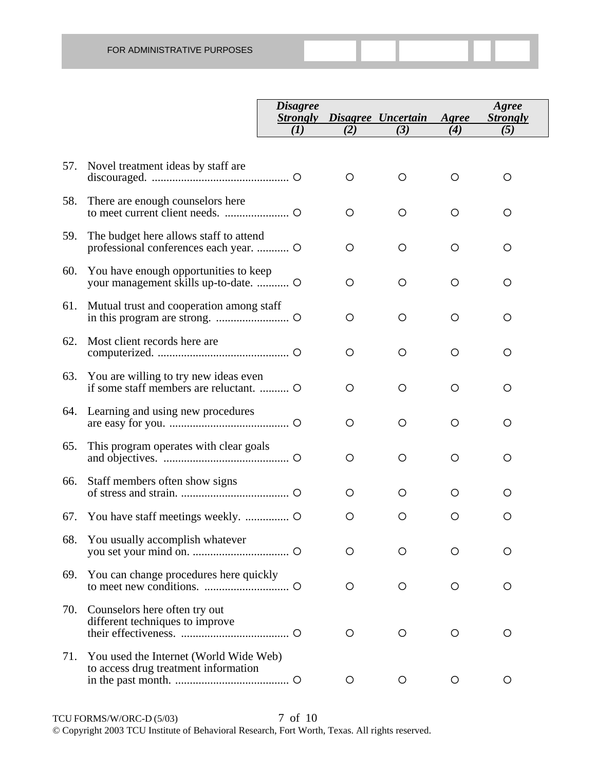FOR ADMINISTRATIVE PURPOSES

| | | *Disagree Strongly* (1) | *Disagree* (2) | *Uncertain* (3) | *Agree* (4) | *Agree Strongly* (5) |
|---|---|---|---|---|---|---|
| 57. | Novel treatment ideas by staff are discouraged. | ○ | ○ | ○ | ○ | ○ |
| 58. | There are enough counselors here to meet current client needs. | ○ | ○ | ○ | ○ | ○ |
| 59. | The budget here allows staff to attend professional conferences each year. | ○ | ○ | ○ | ○ | ○ |
| 60. | You have enough opportunities to keep your management skills up-to-date. | ○ | ○ | ○ | ○ | ○ |
| 61. | Mutual trust and cooperation among staff in this program are strong. | ○ | ○ | ○ | ○ | ○ |
| 62. | Most client records here are computerized. | ○ | ○ | ○ | ○ | ○ |
| 63. | You are willing to try new ideas even if some staff members are reluctant. | ○ | ○ | ○ | ○ | ○ |
| 64. | Learning and using new procedures are easy for you. | ○ | ○ | ○ | ○ | ○ |
| 65. | This program operates with clear goals and objectives. | ○ | ○ | ○ | ○ | ○ |
| 66. | Staff members often show signs of stress and strain. | ○ | ○ | ○ | ○ | ○ |
| 67. | You have staff meetings weekly. | ○ | ○ | ○ | ○ | ○ |
| 68. | You usually accomplish whatever you set your mind on. | ○ | ○ | ○ | ○ | ○ |
| 69. | You can change procedures here quickly to meet new conditions. | ○ | ○ | ○ | ○ | ○ |
| 70. | Counselors here often try out different techniques to improve their effectiveness. | ○ | ○ | ○ | ○ | ○ |
| 71. | You used the Internet (World Wide Web) to access drug treatment information in the past month. | ○ | ○ | ○ | ○ | ○ |

TCU FORMS/W/ORC-D (5/03)

© Copyright 2003 TCU Institute of Behavioral Research, Fort Worth, Texas. All rights reserved.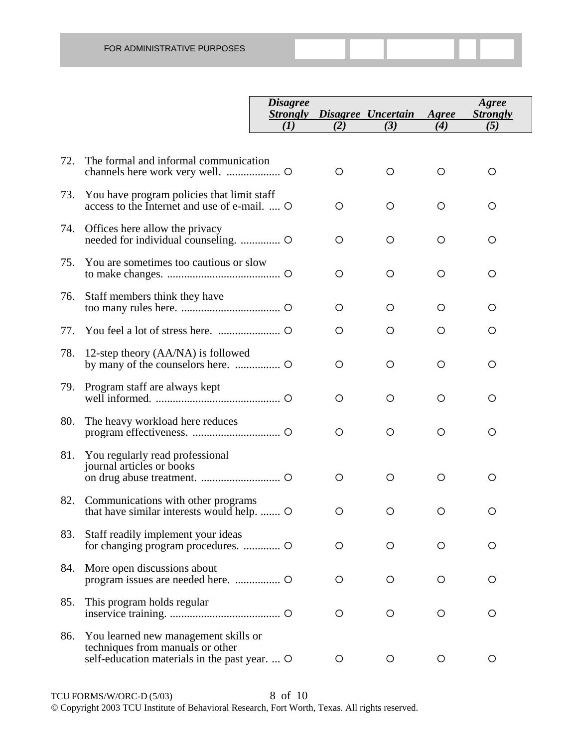FOR ADMINISTRATIVE PURPOSES

| | | *Disagree Strongly* (1) | *Disagree* (2) | *Uncertain* (3) | *Agree* (4) | *Agree Strongly* (5) |
|---|---|---|---|---|---|---|
| 72. | The formal and informal communication channels here work very well. | O | O | O | O | O |
| 73. | You have program policies that limit staff access to the Internet and use of e-mail. | O | O | O | O | O |
| 74. | Offices here allow the privacy needed for individual counseling. | O | O | O | O | O |
| 75. | You are sometimes too cautious or slow to make changes. | O | O | O | O | O |
| 76. | Staff members think they have too many rules here. | O | O | O | O | O |
| 77. | You feel a lot of stress here. | O | O | O | O | O |
| 78. | 12-step theory (AA/NA) is followed by many of the counselors here. | O | O | O | O | O |
| 79. | Program staff are always kept well informed. | O | O | O | O | O |
| 80. | The heavy workload here reduces program effectiveness. | O | O | O | O | O |
| 81. | You regularly read professional journal articles or books on drug abuse treatment. | O | O | O | O | O |
| 82. | Communications with other programs that have similar interests would help. | O | O | O | O | O |
| 83. | Staff readily implement your ideas for changing program procedures. | O | O | O | O | O |
| 84. | More open discussions about program issues are needed here. | O | O | O | O | O |
| 85. | This program holds regular inservice training. | O | O | O | O | O |
| 86. | You learned new management skills or techniques from manuals or other self-education materials in the past year. | O | O | O | O | O |

TCU FORMS/W/ORC-D (5/03)

© Copyright 2003 TCU Institute of Behavioral Research, Fort Worth, Texas. All rights reserved.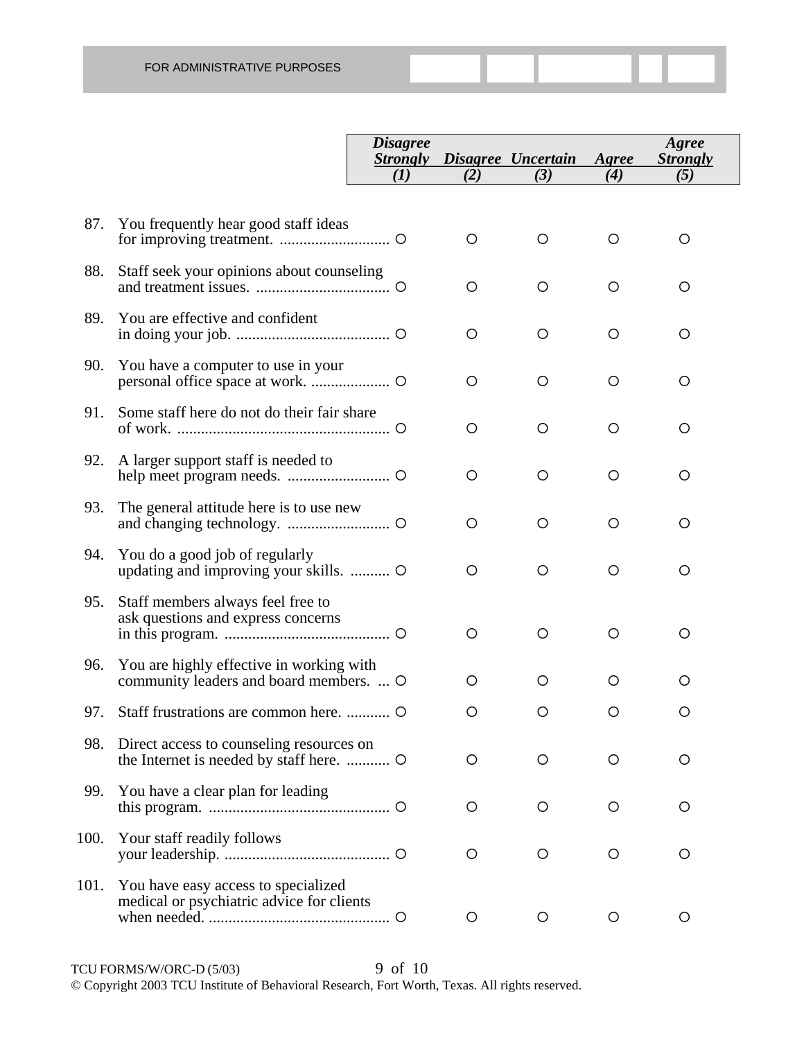FOR ADMINISTRATIVE PURPOSES

| | | *Disagree Strongly (1)* | *Disagree (2)* | *Uncertain (3)* | *Agree (4)* | *Agree Strongly (5)* |
|---|---|---|---|---|---|---|
| 87. | You frequently hear good staff ideas for improving treatment. | ○ | ○ | ○ | ○ | ○ |
| 88. | Staff seek your opinions about counseling and treatment issues. | ○ | ○ | ○ | ○ | ○ |
| 89. | You are effective and confident in doing your job. | ○ | ○ | ○ | ○ | ○ |
| 90. | You have a computer to use in your personal office space at work. | ○ | ○ | ○ | ○ | ○ |
| 91. | Some staff here do not do their fair share of work. | ○ | ○ | ○ | ○ | ○ |
| 92. | A larger support staff is needed to help meet program needs. | ○ | ○ | ○ | ○ | ○ |
| 93. | The general attitude here is to use new and changing technology. | ○ | ○ | ○ | ○ | ○ |
| 94. | You do a good job of regularly updating and improving your skills. | ○ | ○ | ○ | ○ | ○ |
| 95. | Staff members always feel free to ask questions and express concerns in this program. | ○ | ○ | ○ | ○ | ○ |
| 96. | You are highly effective in working with community leaders and board members. | ○ | ○ | ○ | ○ | ○ |
| 97. | Staff frustrations are common here. | ○ | ○ | ○ | ○ | ○ |
| 98. | Direct access to counseling resources on the Internet is needed by staff here. | ○ | ○ | ○ | ○ | ○ |
| 99. | You have a clear plan for leading this program. | ○ | ○ | ○ | ○ | ○ |
| 100. | Your staff readily follows your leadership. | ○ | ○ | ○ | ○ | ○ |
| 101. | You have easy access to specialized medical or psychiatric advice for clients when needed. | ○ | ○ | ○ | ○ | ○ |

TCU FORMS/W/ORC-D (5/03)

© Copyright 2003 TCU Institute of Behavioral Research, Fort Worth, Texas. All rights reserved.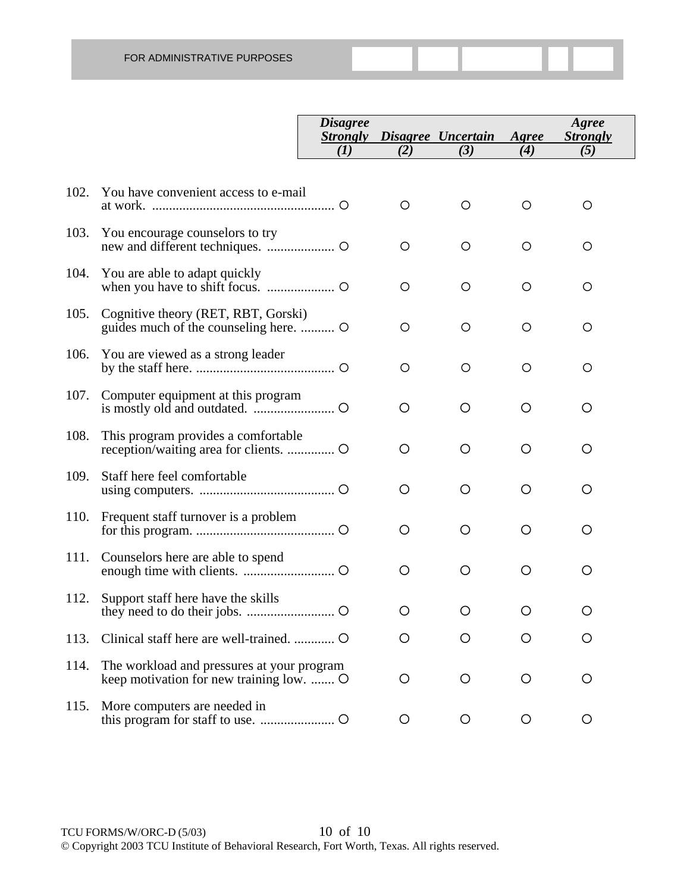FOR ADMINISTRATIVE PURPOSES

| | | Disagree Strongly (1) | Disagree (2) | Uncertain (3) | Agree (4) | Agree Strongly (5) |
|---|---|---|---|---|---|---|
| 102. | You have convenient access to e-mail at work. | ○ | ○ | ○ | ○ | ○ |
| 103. | You encourage counselors to try new and different techniques. | ○ | ○ | ○ | ○ | ○ |
| 104. | You are able to adapt quickly when you have to shift focus. | ○ | ○ | ○ | ○ | ○ |
| 105. | Cognitive theory (RET, RBT, Gorski) guides much of the counseling here. | ○ | ○ | ○ | ○ | ○ |
| 106. | You are viewed as a strong leader by the staff here. | ○ | ○ | ○ | ○ | ○ |
| 107. | Computer equipment at this program is mostly old and outdated. | ○ | ○ | ○ | ○ | ○ |
| 108. | This program provides a comfortable reception/waiting area for clients. | ○ | ○ | ○ | ○ | ○ |
| 109. | Staff here feel comfortable using computers. | ○ | ○ | ○ | ○ | ○ |
| 110. | Frequent staff turnover is a problem for this program. | ○ | ○ | ○ | ○ | ○ |
| 111. | Counselors here are able to spend enough time with clients. | ○ | ○ | ○ | ○ | ○ |
| 112. | Support staff here have the skills they need to do their jobs. | ○ | ○ | ○ | ○ | ○ |
| 113. | Clinical staff here are well-trained. | ○ | ○ | ○ | ○ | ○ |
| 114. | The workload and pressures at your program keep motivation for new training low. | ○ | ○ | ○ | ○ | ○ |
| 115. | More computers are needed in this program for staff to use. | ○ | ○ | ○ | ○ | ○ |

TCU FORMS/W/ORC-D (5/03)

© Copyright 2003 TCU Institute of Behavioral Research, Fort Worth, Texas. All rights reserved.